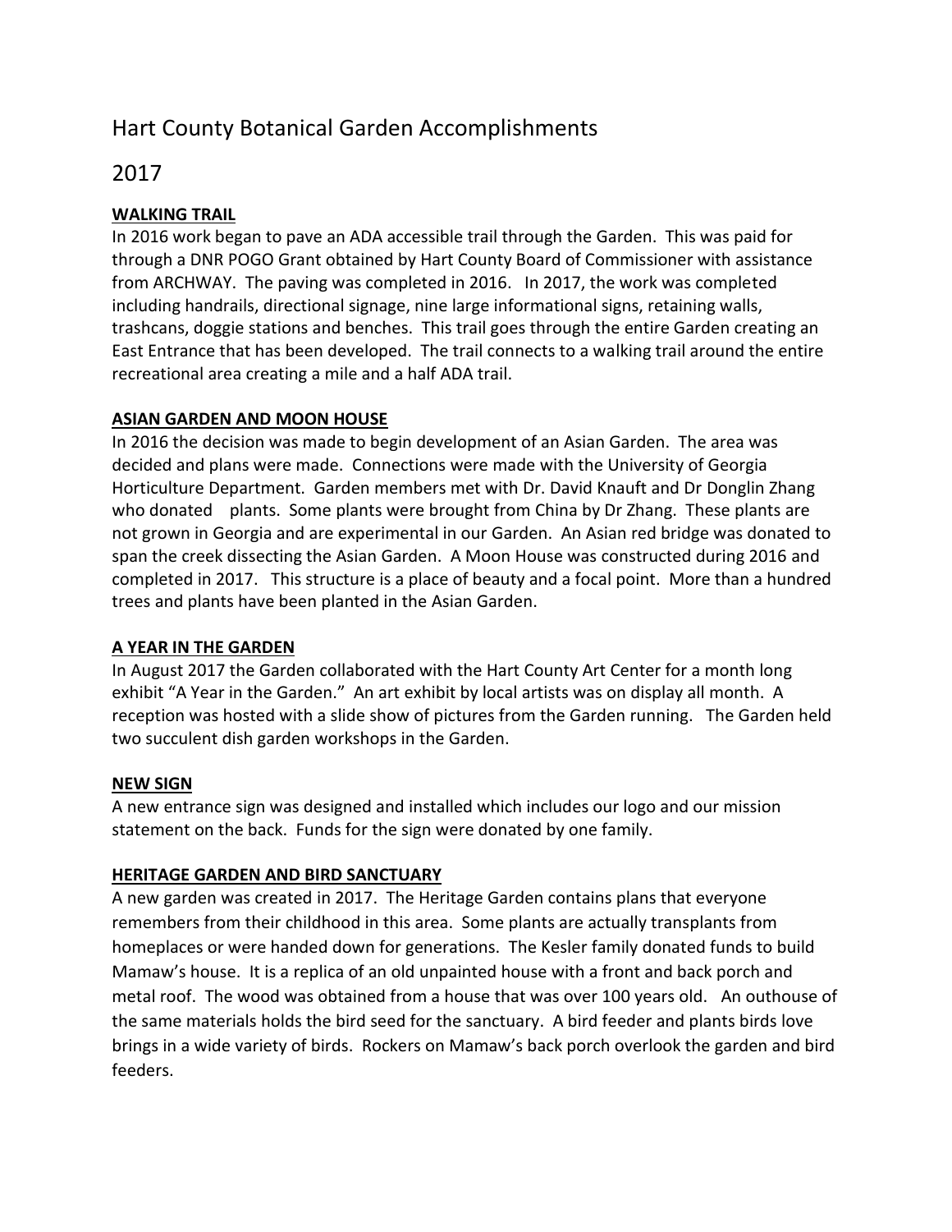# Hart County Botanical Garden Accomplishments

## 2017

**WALKING TRAIL**

In 2016 work began to pave an ADA accessible trail through the Garden. This was paid for through a DNR POGO Grant obtained by Hart County Board of Commissioner with assistance from ARCHWAY. The paving was completed in 2016. In 2017, the work was completed including handrails, directional signage, nine large informational signs, retaining walls, trashcans, doggie stations and benches. This trail goes through the entire Garden creating an East Entrance that has been developed. The trail connects to a walking trail around the entire recreational area creating a mile and a half ADA trail.

**ASIAN GARDEN AND MOON HOUSE**

In 2016 the decision was made to begin development of an Asian Garden. The area was decided and plans were made. Connections were made with the University of Georgia Horticulture Department. Garden members met with Dr. David Knauft and Dr Donglin Zhang who donated plants. Some plants were brought from China by Dr Zhang. These plants are not grown in Georgia and are experimental in our Garden. An Asian red bridge was donated to span the creek dissecting the Asian Garden. A Moon House was constructed during 2016 and completed in 2017. This structure is a place of beauty and a focal point. More than a hundred trees and plants have been planted in the Asian Garden.

**A YEAR IN THE GARDEN**

In August 2017 the Garden collaborated with the Hart County Art Center for a month long exhibit "A Year in the Garden." An art exhibit by local artists was on display all month. A reception was hosted with a slide show of pictures from the Garden running. The Garden held two succulent dish garden workshops in the Garden.

**NEW SIGN**

A new entrance sign was designed and installed which includes our logo and our mission statement on the back. Funds for the sign were donated by one family.

**HERITAGE GARDEN AND BIRD SANCTUARY**

A new garden was created in 2017. The Heritage Garden contains plans that everyone remembers from their childhood in this area. Some plants are actually transplants from homeplaces or were handed down for generations. The Kesler family donated funds to build Mamaw's house. It is a replica of an old unpainted house with a front and back porch and metal roof. The wood was obtained from a house that was over 100 years old. An outhouse of the same materials holds the bird seed for the sanctuary. A bird feeder and plants birds love brings in a wide variety of birds. Rockers on Mamaw's back porch overlook the garden and bird feeders.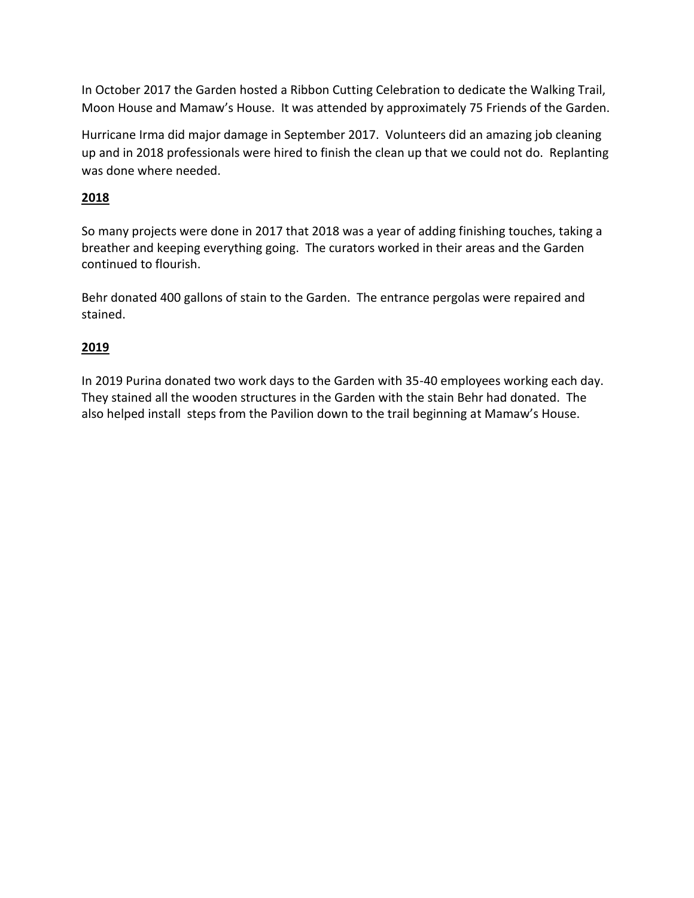In October 2017 the Garden hosted a Ribbon Cutting Celebration to dedicate the Walking Trail, Moon House and Mamaw's House. It was attended by approximately 75 Friends of the Garden.

Hurricane Irma did major damage in September 2017. Volunteers did an amazing job cleaning up and in 2018 professionals were hired to finish the clean up that we could not do. Replanting was done where needed.

## **<u>2018</u>**

So many projects were done in 2017 that 2018 was a year of adding finishing touches, taking a breather and keeping everything going. The curators worked in their areas and the Garden continued to flourish.

Behr donated 400 gallons of stain to the Garden. The entrance pergolas were repaired and stained.

## **<u>2019</u>**

In 2019 Purina donated two work days to the Garden with 35-40 employees working each day. They stained all the wooden structures in the Garden with the stain Behr had donated. The also helped install steps from the Pavilion down to the trail beginning at Mamaw's House.